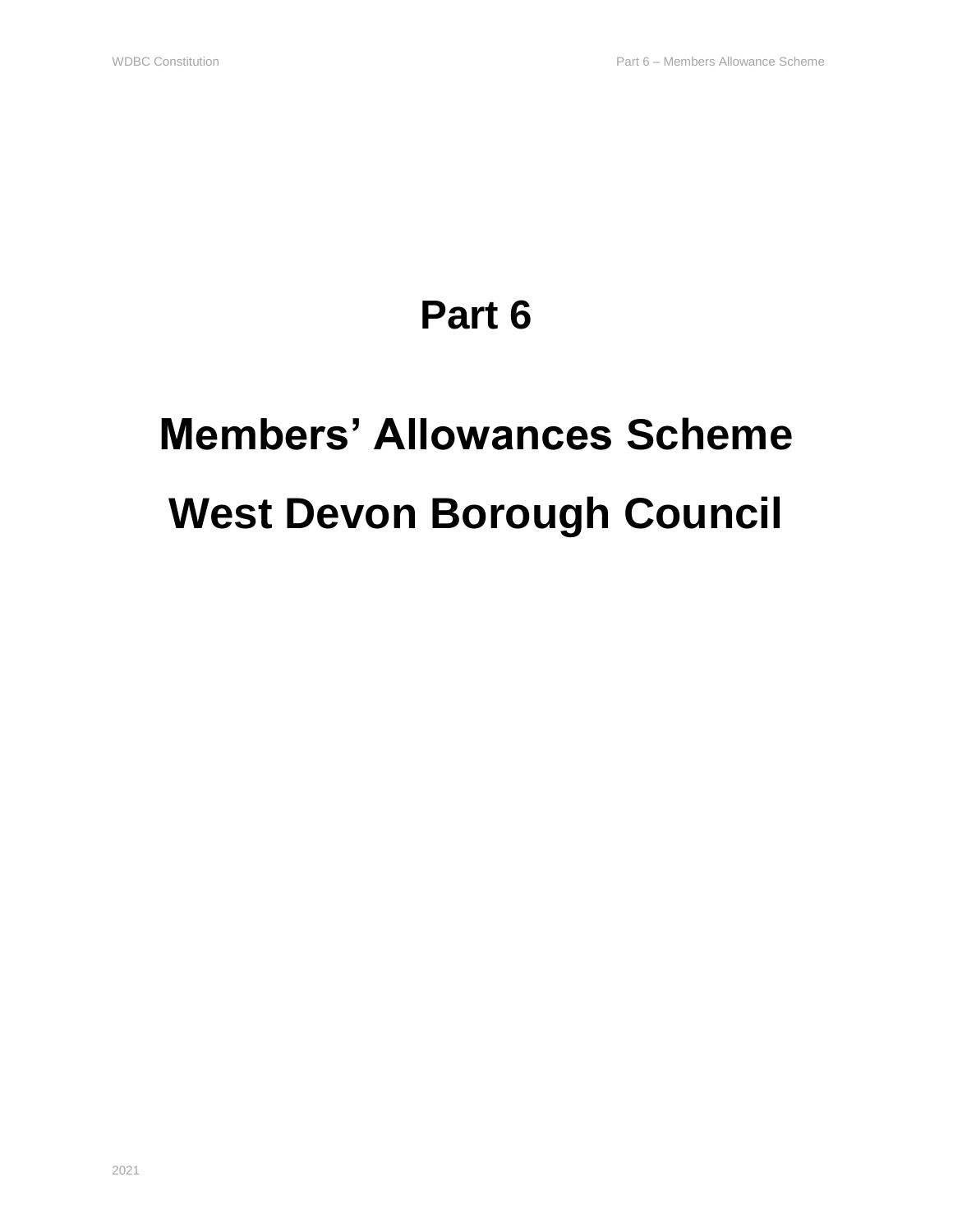# Part 6

# Members' Allowances Scheme

# West Devon Borough Council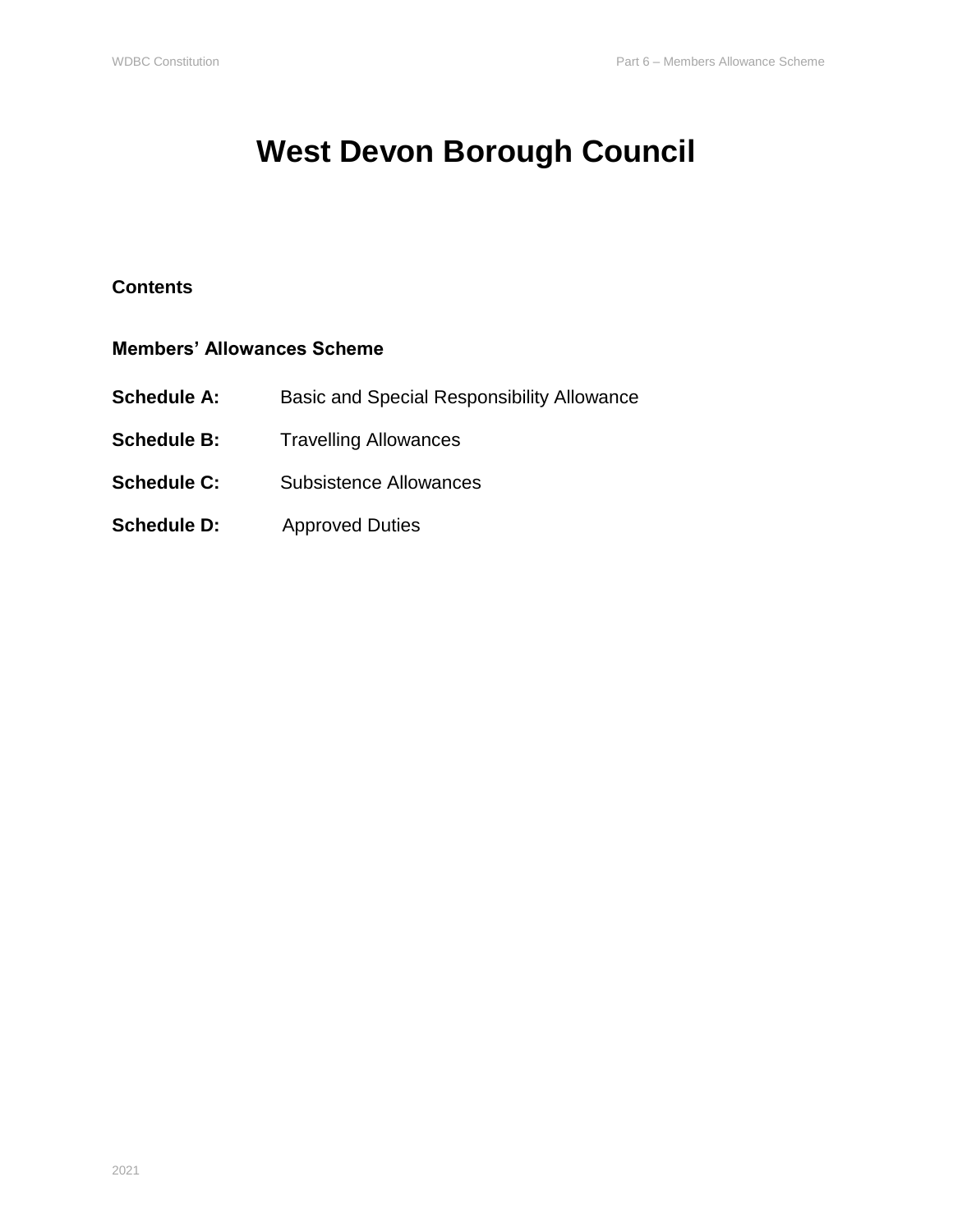# West Devon Borough Council

**Contents**

**Members' Allowances Scheme**

**Schedule A:** Basic and Special Responsibility Allowance

**Schedule B:** Travelling Allowances

**Schedule C:** Subsistence Allowances

**Schedule D:** Approved Duties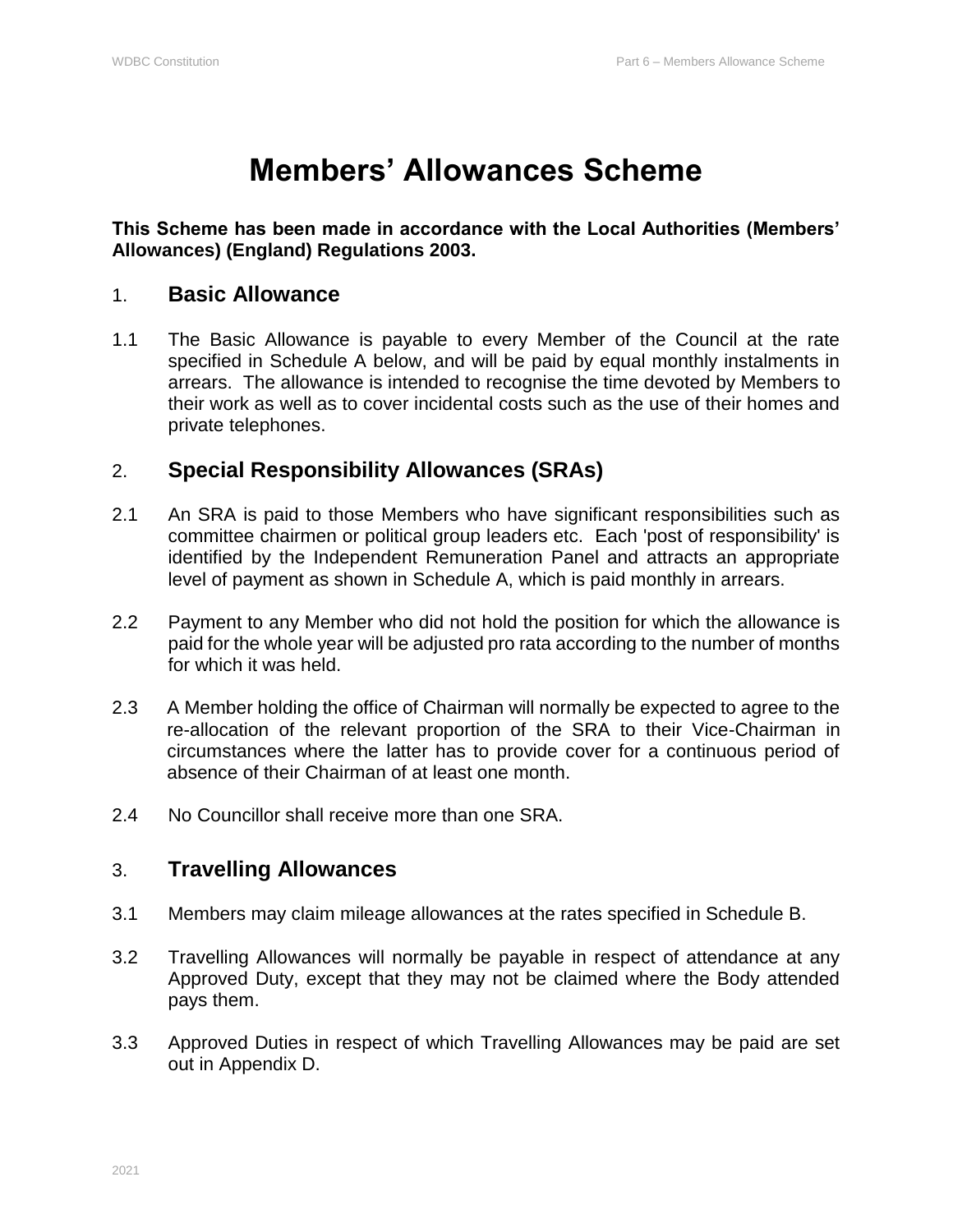# Members' Allowances Scheme

**This Scheme has been made in accordance with the Local Authorities (Members' Allowances) (England) Regulations 2003.**

## 1. Basic Allowance

1.1 The Basic Allowance is payable to every Member of the Council at the rate specified in Schedule A below, and will be paid by equal monthly instalments in arrears. The allowance is intended to recognise the time devoted by Members to their work as well as to cover incidental costs such as the use of their homes and private telephones.

## 2. Special Responsibility Allowances (SRAs)

2.1 An SRA is paid to those Members who have significant responsibilities such as committee chairmen or political group leaders etc. Each 'post of responsibility' is identified by the Independent Remuneration Panel and attracts an appropriate level of payment as shown in Schedule A, which is paid monthly in arrears.

2.2 Payment to any Member who did not hold the position for which the allowance is paid for the whole year will be adjusted pro rata according to the number of months for which it was held.

2.3 A Member holding the office of Chairman will normally be expected to agree to the re-allocation of the relevant proportion of the SRA to their Vice-Chairman in circumstances where the latter has to provide cover for a continuous period of absence of their Chairman of at least one month.

2.4 No Councillor shall receive more than one SRA.

## 3. Travelling Allowances

3.1 Members may claim mileage allowances at the rates specified in Schedule B.

3.2 Travelling Allowances will normally be payable in respect of attendance at any Approved Duty, except that they may not be claimed where the Body attended pays them.

3.3 Approved Duties in respect of which Travelling Allowances may be paid are set out in Appendix D.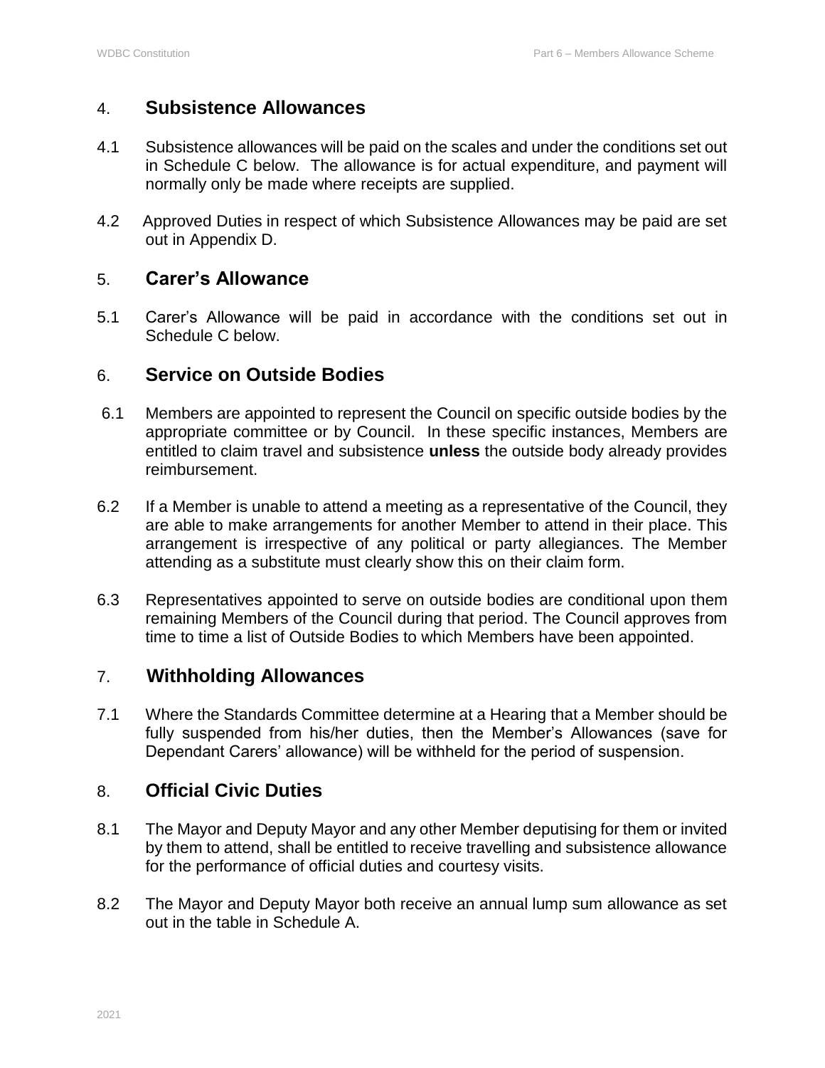## 4. Subsistence Allowances

4.1 Subsistence allowances will be paid on the scales and under the conditions set out in Schedule C below. The allowance is for actual expenditure, and payment will normally only be made where receipts are supplied.

4.2 Approved Duties in respect of which Subsistence Allowances may be paid are set out in Appendix D.

## 5. Carer's Allowance

5.1 Carer's Allowance will be paid in accordance with the conditions set out in Schedule C below.

## 6. Service on Outside Bodies

6.1 Members are appointed to represent the Council on specific outside bodies by the appropriate committee or by Council. In these specific instances, Members are entitled to claim travel and subsistence **unless** the outside body already provides reimbursement.

6.2 If a Member is unable to attend a meeting as a representative of the Council, they are able to make arrangements for another Member to attend in their place. This arrangement is irrespective of any political or party allegiances. The Member attending as a substitute must clearly show this on their claim form.

6.3 Representatives appointed to serve on outside bodies are conditional upon them remaining Members of the Council during that period. The Council approves from time to time a list of Outside Bodies to which Members have been appointed.

## 7. Withholding Allowances

7.1 Where the Standards Committee determine at a Hearing that a Member should be fully suspended from his/her duties, then the Member's Allowances (save for Dependant Carers' allowance) will be withheld for the period of suspension.

## 8. Official Civic Duties

8.1 The Mayor and Deputy Mayor and any other Member deputising for them or invited by them to attend, shall be entitled to receive travelling and subsistence allowance for the performance of official duties and courtesy visits.

8.2 The Mayor and Deputy Mayor both receive an annual lump sum allowance as set out in the table in Schedule A.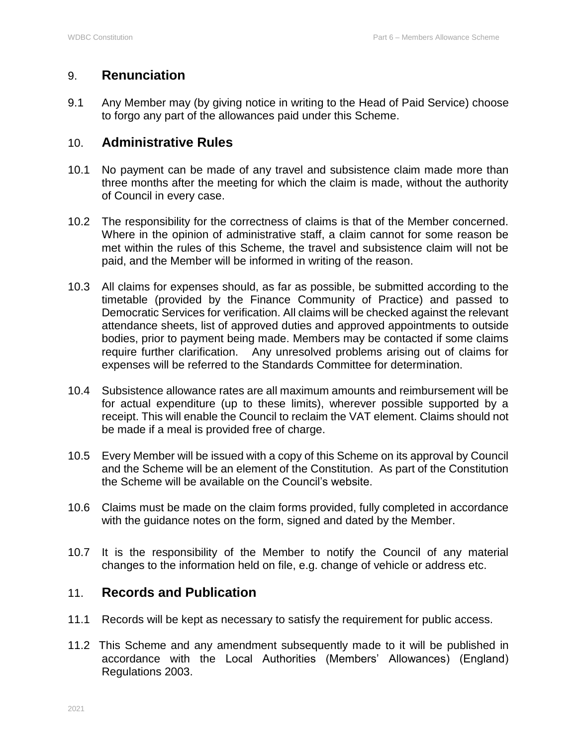## 9. Renunciation

9.1 Any Member may (by giving notice in writing to the Head of Paid Service) choose to forgo any part of the allowances paid under this Scheme.

## 10. Administrative Rules

10.1 No payment can be made of any travel and subsistence claim made more than three months after the meeting for which the claim is made, without the authority of Council in every case.

10.2 The responsibility for the correctness of claims is that of the Member concerned. Where in the opinion of administrative staff, a claim cannot for some reason be met within the rules of this Scheme, the travel and subsistence claim will not be paid, and the Member will be informed in writing of the reason.

10.3 All claims for expenses should, as far as possible, be submitted according to the timetable (provided by the Finance Community of Practice) and passed to Democratic Services for verification. All claims will be checked against the relevant attendance sheets, list of approved duties and approved appointments to outside bodies, prior to payment being made. Members may be contacted if some claims require further clarification. Any unresolved problems arising out of claims for expenses will be referred to the Standards Committee for determination.

10.4 Subsistence allowance rates are all maximum amounts and reimbursement will be for actual expenditure (up to these limits), wherever possible supported by a receipt. This will enable the Council to reclaim the VAT element. Claims should not be made if a meal is provided free of charge.

10.5 Every Member will be issued with a copy of this Scheme on its approval by Council and the Scheme will be an element of the Constitution. As part of the Constitution the Scheme will be available on the Council's website.

10.6 Claims must be made on the claim forms provided, fully completed in accordance with the guidance notes on the form, signed and dated by the Member.

10.7 It is the responsibility of the Member to notify the Council of any material changes to the information held on file, e.g. change of vehicle or address etc.

## 11. Records and Publication

11.1 Records will be kept as necessary to satisfy the requirement for public access.

11.2 This Scheme and any amendment subsequently made to it will be published in accordance with the Local Authorities (Members' Allowances) (England) Regulations 2003.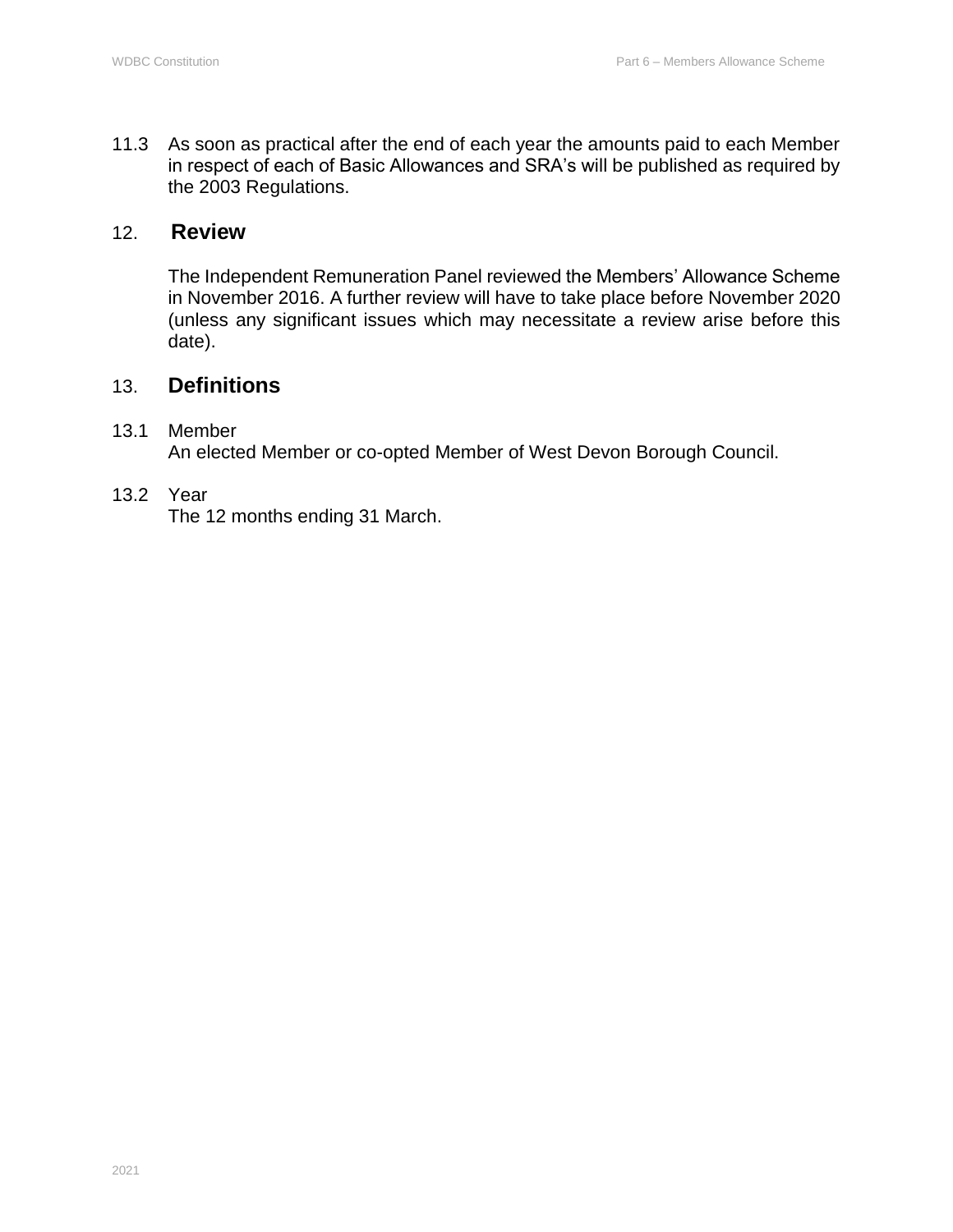11.3 As soon as practical after the end of each year the amounts paid to each Member in respect of each of Basic Allowances and SRA's will be published as required by the 2003 Regulations.

## 12. Review

The Independent Remuneration Panel reviewed the Members' Allowance Scheme in November 2016. A further review will have to take place before November 2020 (unless any significant issues which may necessitate a review arise before this date).

## 13. Definitions

13.1 Member
An elected Member or co-opted Member of West Devon Borough Council.

13.2 Year
The 12 months ending 31 March.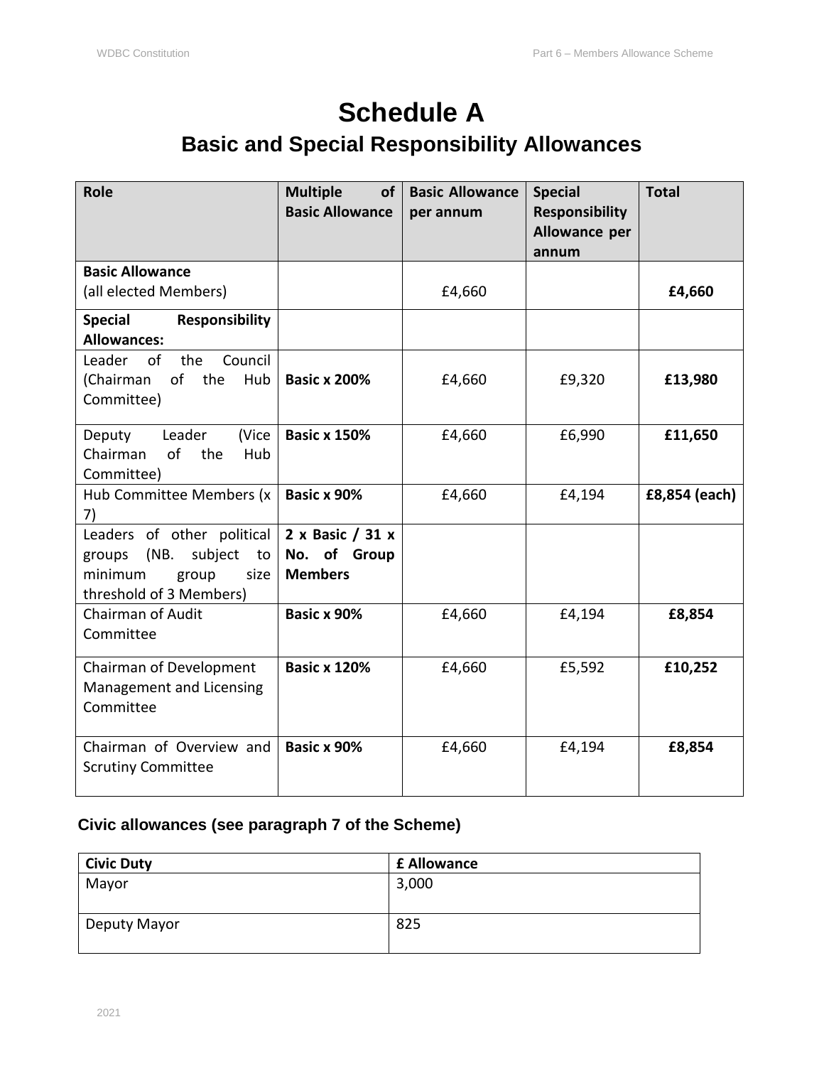# Schedule A

## Basic and Special Responsibility Allowances

| Role | Multiple of Basic Allowance | Basic Allowance per annum | Special Responsibility Allowance per annum | Total |
|---|---|---|---|---|
| **Basic Allowance** (all elected Members) | | £4,660 | | **£4,660** |
| **Special Responsibility Allowances:** | | | | |
| Leader of the Council (Chairman of the Hub Committee) | **Basic x 200%** | £4,660 | £9,320 | **£13,980** |
| Deputy Leader (Vice Chairman of the Hub Committee) | **Basic x 150%** | £4,660 | £6,990 | **£11,650** |
| Hub Committee Members (x 7) | **Basic x 90%** | £4,660 | £4,194 | **£8,854 (each)** |
| Leaders of other political groups (NB. subject to minimum group size threshold of 3 Members) | **2 x Basic / 31 x No. of Group Members** | | | |
| Chairman of Audit Committee | **Basic x 90%** | £4,660 | £4,194 | **£8,854** |
| Chairman of Development Management and Licensing Committee | **Basic x 120%** | £4,660 | £5,592 | **£10,252** |
| Chairman of Overview and Scrutiny Committee | **Basic x 90%** | £4,660 | £4,194 | **£8,854** |

### Civic allowances (see paragraph 7 of the Scheme)

| Civic Duty | £ Allowance |
|---|---|
| Mayor | 3,000 |
| Deputy Mayor | 825 |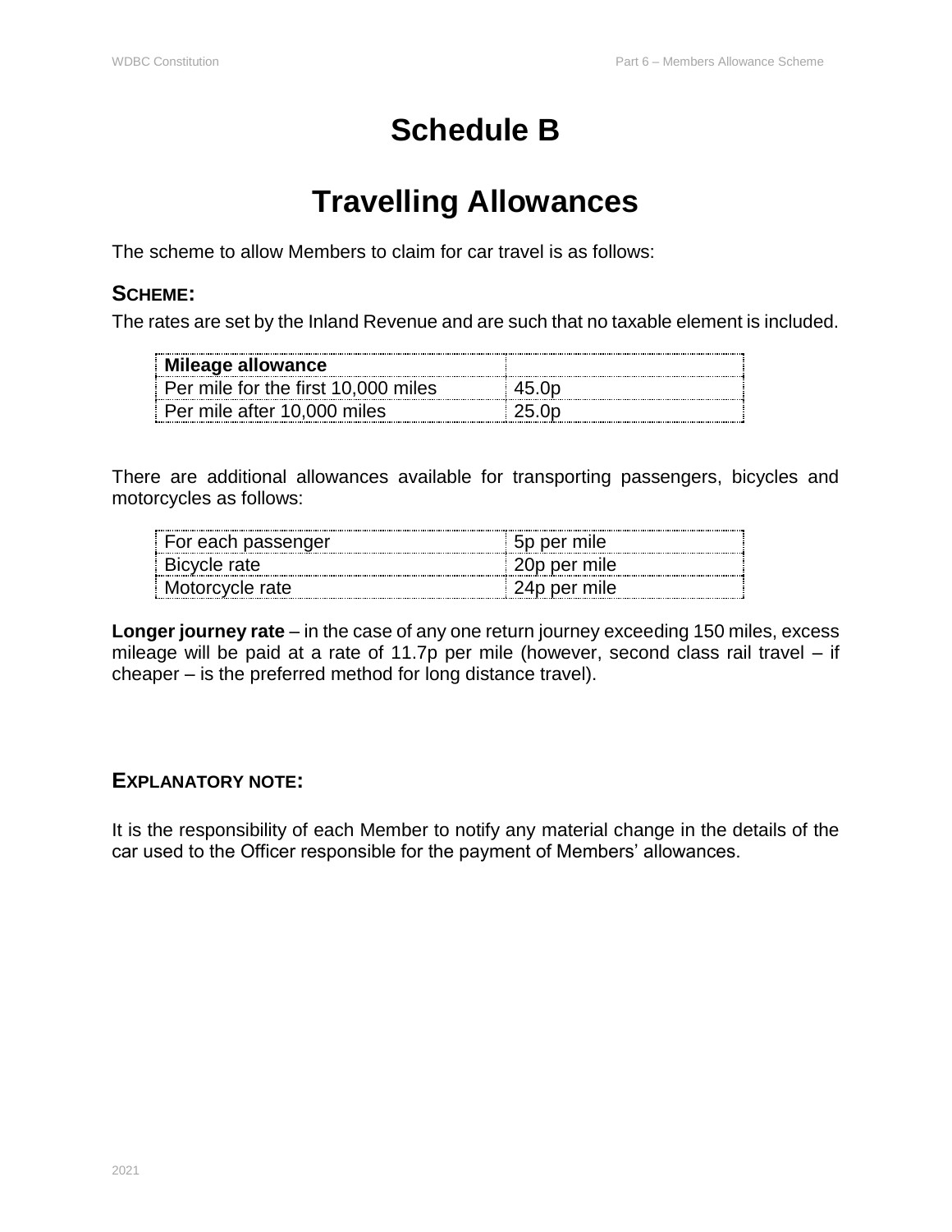# Schedule B

# Travelling Allowances

The scheme to allow Members to claim for car travel is as follows:

## SCHEME:

The rates are set by the Inland Revenue and are such that no taxable element is included.

| **Mileage allowance** | |
|---|---|
| Per mile for the first 10,000 miles | 45.0p |
| Per mile after 10,000 miles | 25.0p |

There are additional allowances available for transporting passengers, bicycles and motorcycles as follows:

| | |
|---|---|
| For each passenger | 5p per mile |
| Bicycle rate | 20p per mile |
| Motorcycle rate | 24p per mile |

**Longer journey rate** – in the case of any one return journey exceeding 150 miles, excess mileage will be paid at a rate of 11.7p per mile (however, second class rail travel – if cheaper – is the preferred method for long distance travel).

## EXPLANATORY NOTE:

It is the responsibility of each Member to notify any material change in the details of the car used to the Officer responsible for the payment of Members' allowances.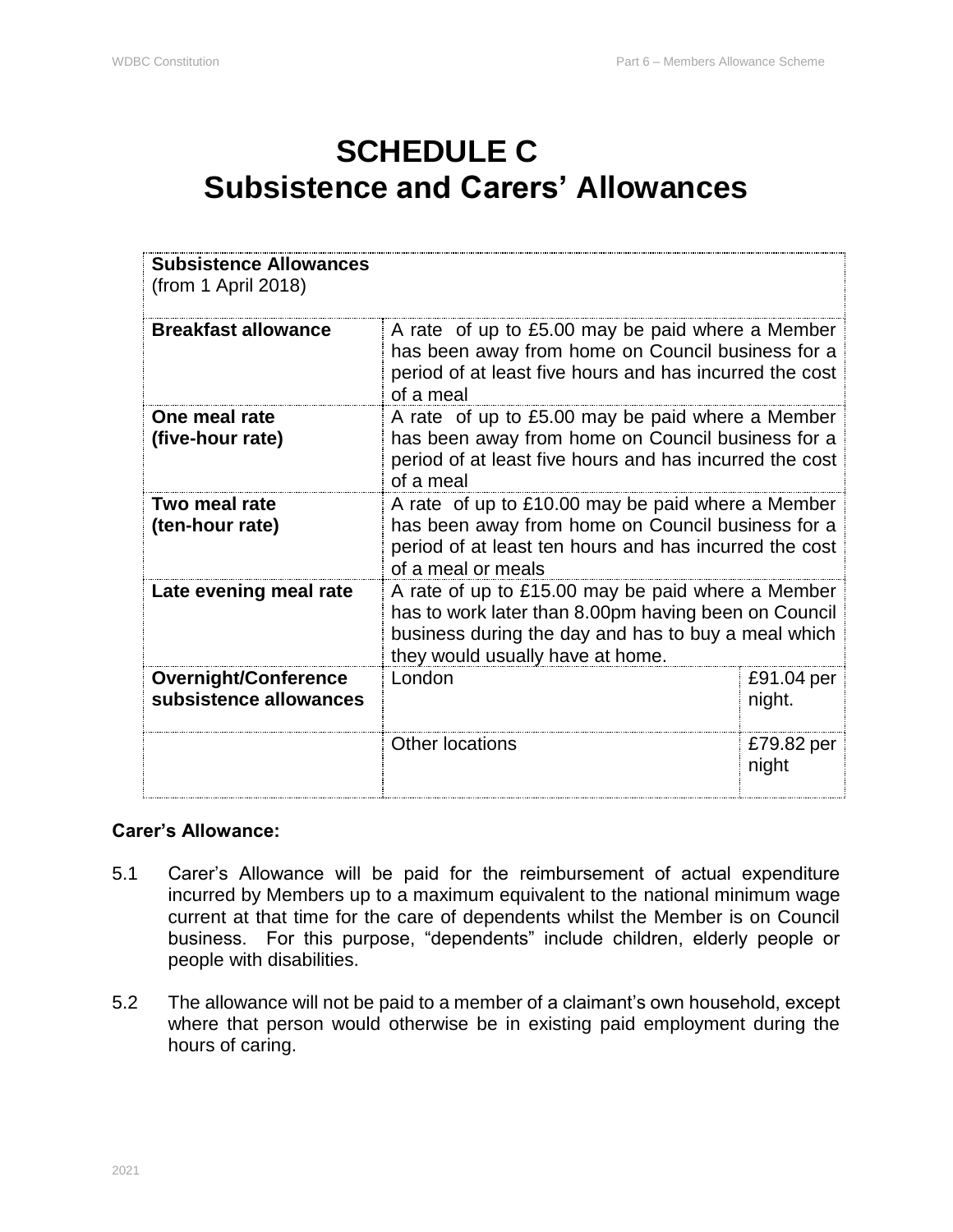# SCHEDULE C
# Subsistence and Carers' Allowances

| **Subsistence Allowances**<br>(from 1 April 2018) | | |
|---|---|---|
| **Breakfast allowance** | A rate of up to £5.00 may be paid where a Member has been away from home on Council business for a period of at least five hours and has incurred the cost of a meal | |
| **One meal rate (five-hour rate)** | A rate of up to £5.00 may be paid where a Member has been away from home on Council business for a period of at least five hours and has incurred the cost of a meal | |
| **Two meal rate (ten-hour rate)** | A rate of up to £10.00 may be paid where a Member has been away from home on Council business for a period of at least ten hours and has incurred the cost of a meal or meals | |
| **Late evening meal rate** | A rate of up to £15.00 may be paid where a Member has to work later than 8.00pm having been on Council business during the day and has to buy a meal which they would usually have at home. | |
| **Overnight/Conference subsistence allowances** | London | £91.04 per night. |
| | Other locations | £79.82 per night |

**Carer's Allowance:**

5.1 Carer's Allowance will be paid for the reimbursement of actual expenditure incurred by Members up to a maximum equivalent to the national minimum wage current at that time for the care of dependents whilst the Member is on Council business. For this purpose, "dependents" include children, elderly people or people with disabilities.

5.2 The allowance will not be paid to a member of a claimant's own household, except where that person would otherwise be in existing paid employment during the hours of caring.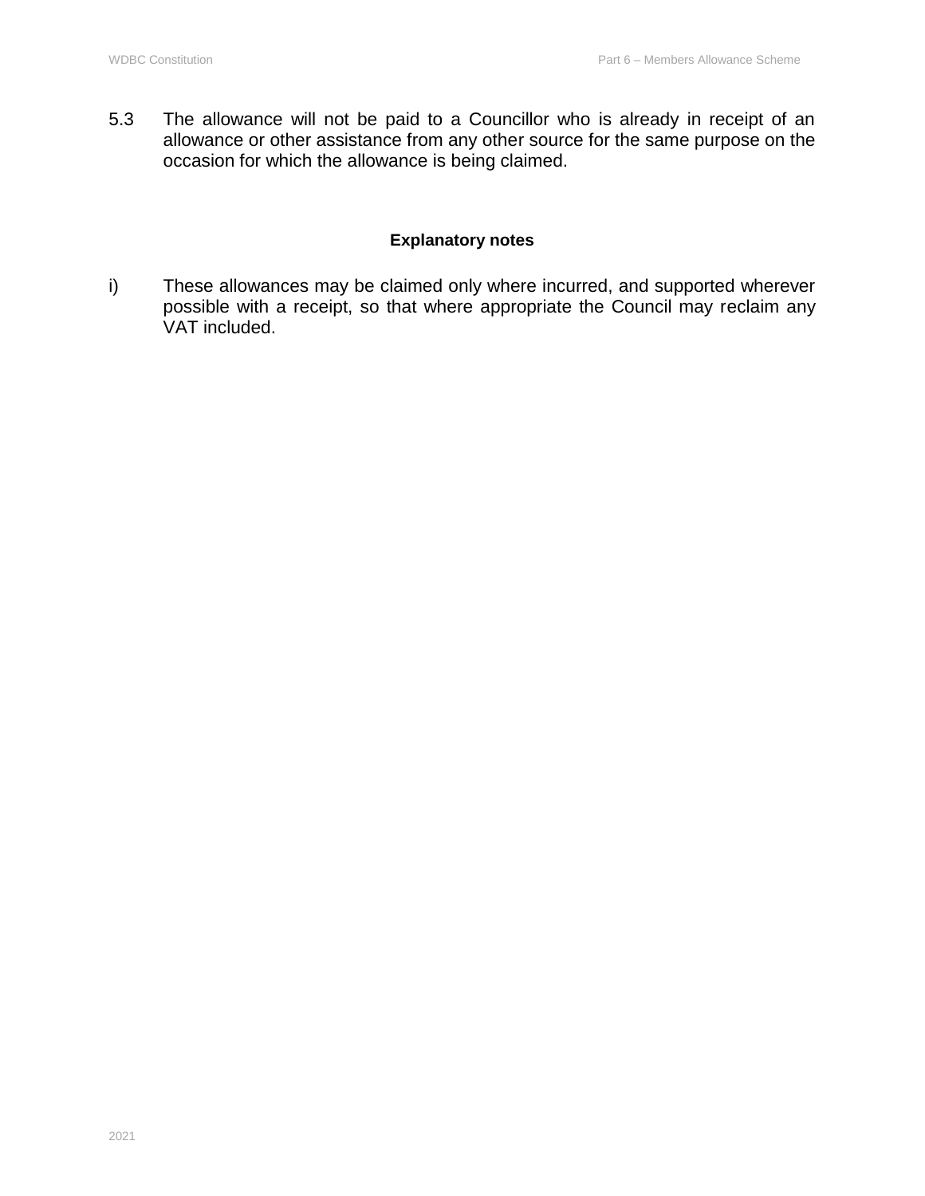5.3 The allowance will not be paid to a Councillor who is already in receipt of an allowance or other assistance from any other source for the same purpose on the occasion for which the allowance is being claimed.

**Explanatory notes**

i) These allowances may be claimed only where incurred, and supported wherever possible with a receipt, so that where appropriate the Council may reclaim any VAT included.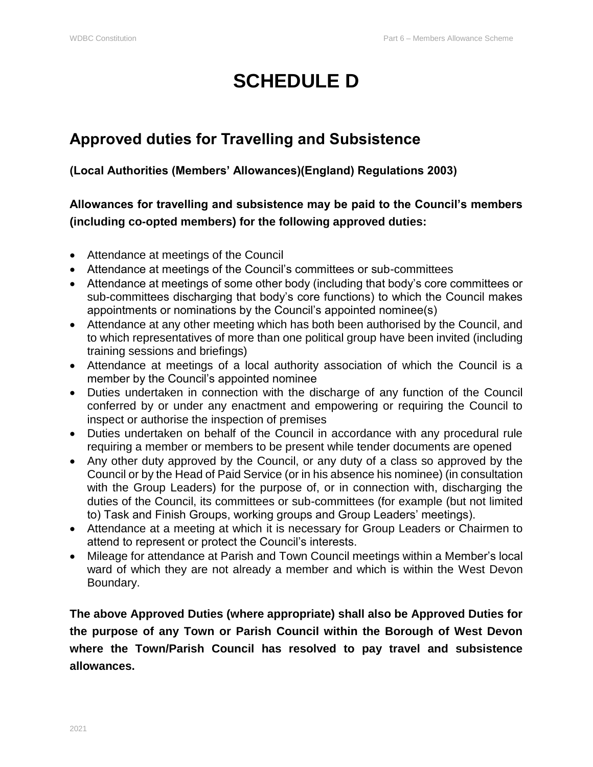# SCHEDULE D

## Approved duties for Travelling and Subsistence

**(Local Authorities (Members' Allowances)(England) Regulations 2003)**

**Allowances for travelling and subsistence may be paid to the Council's members (including co-opted members) for the following approved duties:**

- Attendance at meetings of the Council
- Attendance at meetings of the Council's committees or sub-committees
- Attendance at meetings of some other body (including that body's core committees or sub-committees discharging that body's core functions) to which the Council makes appointments or nominations by the Council's appointed nominee(s)
- Attendance at any other meeting which has both been authorised by the Council, and to which representatives of more than one political group have been invited (including training sessions and briefings)
- Attendance at meetings of a local authority association of which the Council is a member by the Council's appointed nominee
- Duties undertaken in connection with the discharge of any function of the Council conferred by or under any enactment and empowering or requiring the Council to inspect or authorise the inspection of premises
- Duties undertaken on behalf of the Council in accordance with any procedural rule requiring a member or members to be present while tender documents are opened
- Any other duty approved by the Council, or any duty of a class so approved by the Council or by the Head of Paid Service (or in his absence his nominee) (in consultation with the Group Leaders) for the purpose of, or in connection with, discharging the duties of the Council, its committees or sub-committees (for example (but not limited to) Task and Finish Groups, working groups and Group Leaders' meetings).
- Attendance at a meeting at which it is necessary for Group Leaders or Chairmen to attend to represent or protect the Council's interests.
- Mileage for attendance at Parish and Town Council meetings within a Member's local ward of which they are not already a member and which is within the West Devon Boundary.

**The above Approved Duties (where appropriate) shall also be Approved Duties for the purpose of any Town or Parish Council within the Borough of West Devon where the Town/Parish Council has resolved to pay travel and subsistence allowances.**